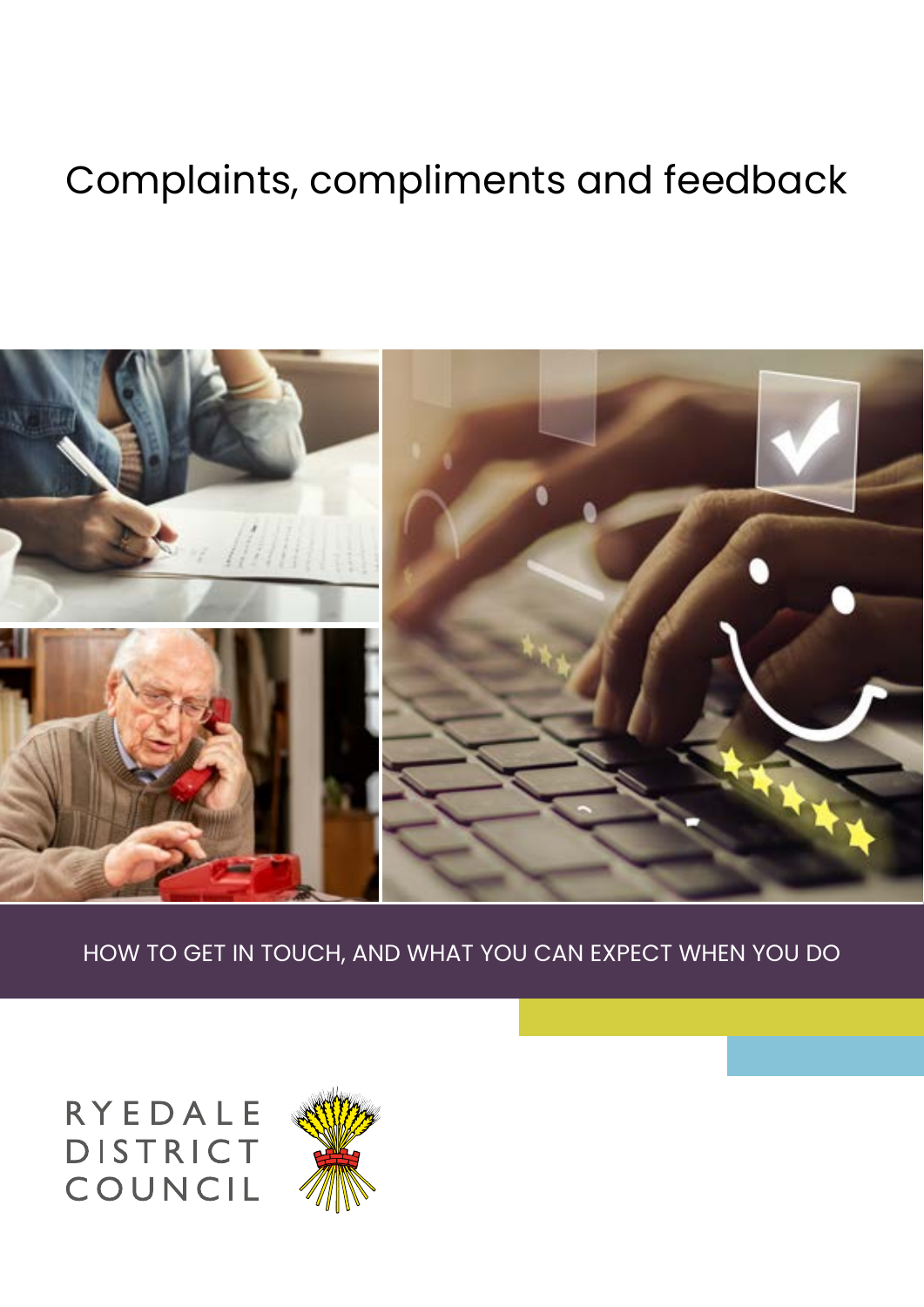# Complaints, compliments and feedback

HOW TO GET IN TOUCH, AND WHAT YOU CAN EXPECT WHEN YOU DO

RYEDALE DISTRICT COUNCIL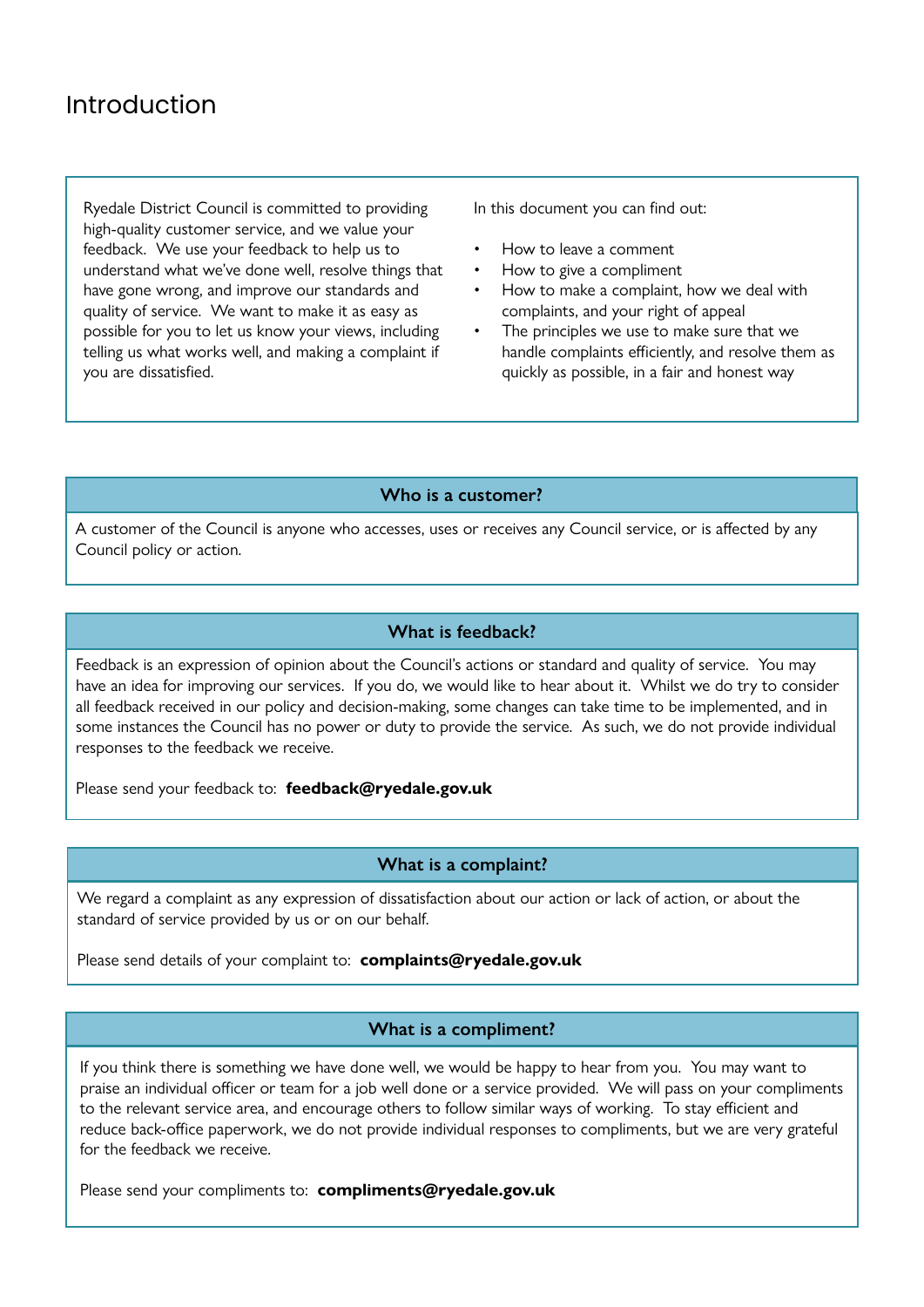# Introduction

Ryedale District Council is committed to providing high-quality customer service, and we value your feedback. We use your feedback to help us to understand what we've done well, resolve things that have gone wrong, and improve our standards and quality of service. We want to make it as easy as possible for you to let us know your views, including telling us what works well, and making a complaint if you are dissatisfied.

In this document you can find out:

- How to leave a comment
- How to give a compliment
- How to make a complaint, how we deal with complaints, and your right of appeal
- The principles we use to make sure that we handle complaints efficiently, and resolve them as quickly as possible, in a fair and honest way

### Who is a customer?

A customer of the Council is anyone who accesses, uses or receives any Council service, or is affected by any Council policy or action.

### What is feedback?

Feedback is an expression of opinion about the Council's actions or standard and quality of service. You may have an idea for improving our services. If you do, we would like to hear about it. Whilst we do try to consider all feedback received in our policy and decision-making, some changes can take time to be implemented, and in some instances the Council has no power or duty to provide the service. As such, we do not provide individual responses to the feedback we receive.

Please send your feedback to: **feedback@ryedale.gov.uk**

### What is a complaint?

We regard a complaint as any expression of dissatisfaction about our action or lack of action, or about the standard of service provided by us or on our behalf.

Please send details of your complaint to: **complaints@ryedale.gov.uk**

### What is a compliment?

If you think there is something we have done well, we would be happy to hear from you. You may want to praise an individual officer or team for a job well done or a service provided. We will pass on your compliments to the relevant service area, and encourage others to follow similar ways of working. To stay efficient and reduce back-office paperwork, we do not provide individual responses to compliments, but we are very grateful for the feedback we receive.

Please send your compliments to: **compliments@ryedale.gov.uk**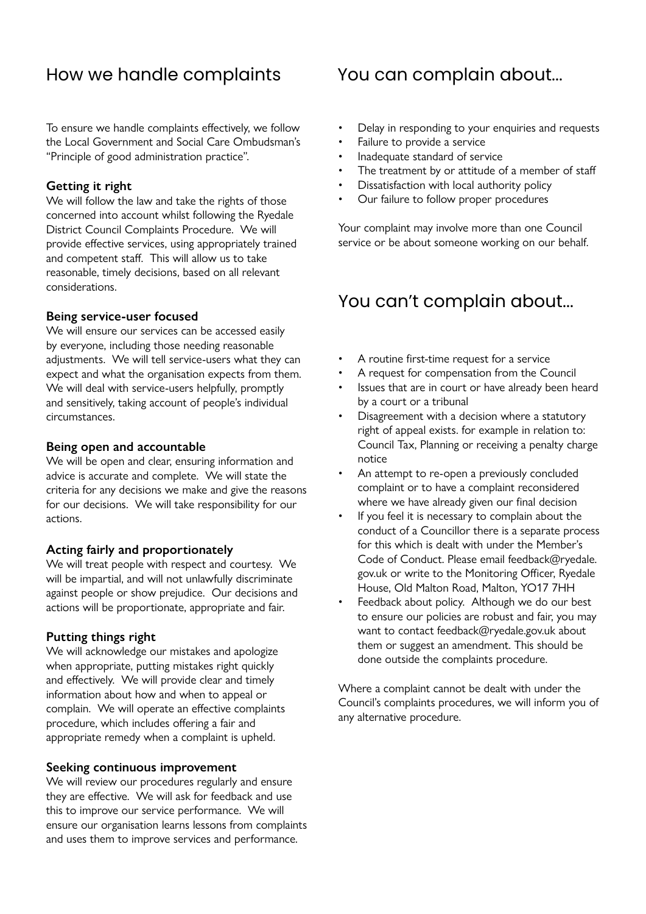## How we handle complaints

To ensure we handle complaints effectively, we follow the Local Government and Social Care Ombudsman's "Principle of good administration practice".

**Getting it right**
We will follow the law and take the rights of those concerned into account whilst following the Ryedale District Council Complaints Procedure. We will provide effective services, using appropriately trained and competent staff. This will allow us to take reasonable, timely decisions, based on all relevant considerations.

**Being service-user focused**
We will ensure our services can be accessed easily by everyone, including those needing reasonable adjustments. We will tell service-users what they can expect and what the organisation expects from them. We will deal with service-users helpfully, promptly and sensitively, taking account of people's individual circumstances.

**Being open and accountable**
We will be open and clear, ensuring information and advice is accurate and complete. We will state the criteria for any decisions we make and give the reasons for our decisions. We will take responsibility for our actions.

**Acting fairly and proportionately**
We will treat people with respect and courtesy. We will be impartial, and will not unlawfully discriminate against people or show prejudice. Our decisions and actions will be proportionate, appropriate and fair.

**Putting things right**
We will acknowledge our mistakes and apologize when appropriate, putting mistakes right quickly and effectively. We will provide clear and timely information about how and when to appeal or complain. We will operate an effective complaints procedure, which includes offering a fair and appropriate remedy when a complaint is upheld.

**Seeking continuous improvement**
We will review our procedures regularly and ensure they are effective. We will ask for feedback and use this to improve our service performance. We will ensure our organisation learns lessons from complaints and uses them to improve services and performance.

## You can complain about...

- Delay in responding to your enquiries and requests
- Failure to provide a service
- Inadequate standard of service
- The treatment by or attitude of a member of staff
- Dissatisfaction with local authority policy
- Our failure to follow proper procedures

Your complaint may involve more than one Council service or be about someone working on our behalf.

## You can't complain about...

- A routine first-time request for a service
- A request for compensation from the Council
- Issues that are in court or have already been heard by a court or a tribunal
- Disagreement with a decision where a statutory right of appeal exists. for example in relation to: Council Tax, Planning or receiving a penalty charge notice
- An attempt to re-open a previously concluded complaint or to have a complaint reconsidered where we have already given our final decision
- If you feel it is necessary to complain about the conduct of a Councillor there is a separate process for this which is dealt with under the Member's Code of Conduct. Please email feedback@ryedale.gov.uk or write to the Monitoring Officer, Ryedale House, Old Malton Road, Malton, YO17 7HH
- Feedback about policy. Although we do our best to ensure our policies are robust and fair, you may want to contact feedback@ryedale.gov.uk about them or suggest an amendment. This should be done outside the complaints procedure.

Where a complaint cannot be dealt with under the Council's complaints procedures, we will inform you of any alternative procedure.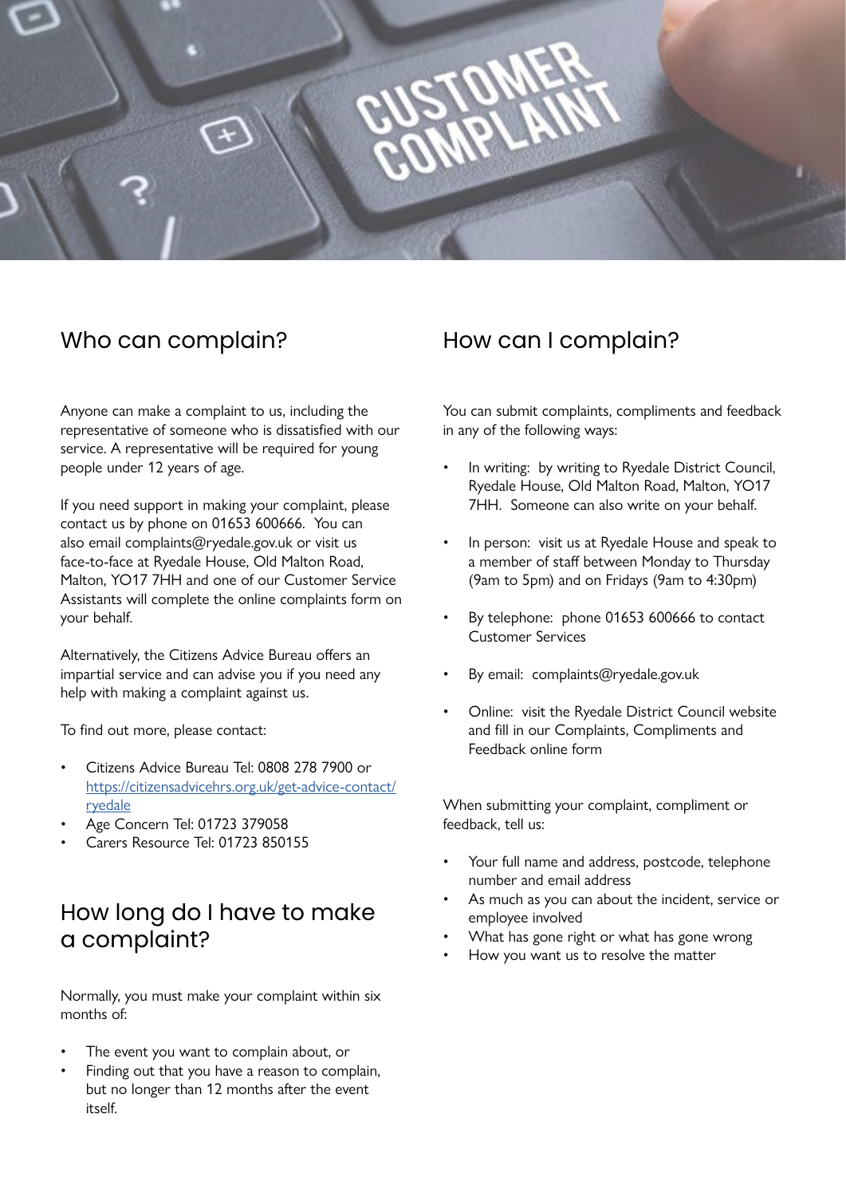## Who can complain?

Anyone can make a complaint to us, including the representative of someone who is dissatisfied with our service. A representative will be required for young people under 12 years of age.

If you need support in making your complaint, please contact us by phone on 01653 600666. You can also email complaints@ryedale.gov.uk or visit us face-to-face at Ryedale House, Old Malton Road, Malton, YO17 7HH and one of our Customer Service Assistants will complete the online complaints form on your behalf.

Alternatively, the Citizens Advice Bureau offers an impartial service and can advise you if you need any help with making a complaint against us.

To find out more, please contact:

- Citizens Advice Bureau Tel: 0808 278 7900 or [https://citizensadvicehrs.org.uk/get-advice-contact/ryedale](https://citizensadvicehrs.org.uk/get-advice-contact/ryedale)
- Age Concern Tel: 01723 379058
- Carers Resource Tel: 01723 850155

## How long do I have to make a complaint?

Normally, you must make your complaint within six months of:

- The event you want to complain about, or
- Finding out that you have a reason to complain, but no longer than 12 months after the event itself.

## How can I complain?

You can submit complaints, compliments and feedback in any of the following ways:

- In writing: by writing to Ryedale District Council, Ryedale House, Old Malton Road, Malton, YO17 7HH. Someone can also write on your behalf.
- In person: visit us at Ryedale House and speak to a member of staff between Monday to Thursday (9am to 5pm) and on Fridays (9am to 4:30pm)
- By telephone: phone 01653 600666 to contact Customer Services
- By email: complaints@ryedale.gov.uk
- Online: visit the Ryedale District Council website and fill in our Complaints, Compliments and Feedback online form

When submitting your complaint, compliment or feedback, tell us:

- Your full name and address, postcode, telephone number and email address
- As much as you can about the incident, service or employee involved
- What has gone right or what has gone wrong
- How you want us to resolve the matter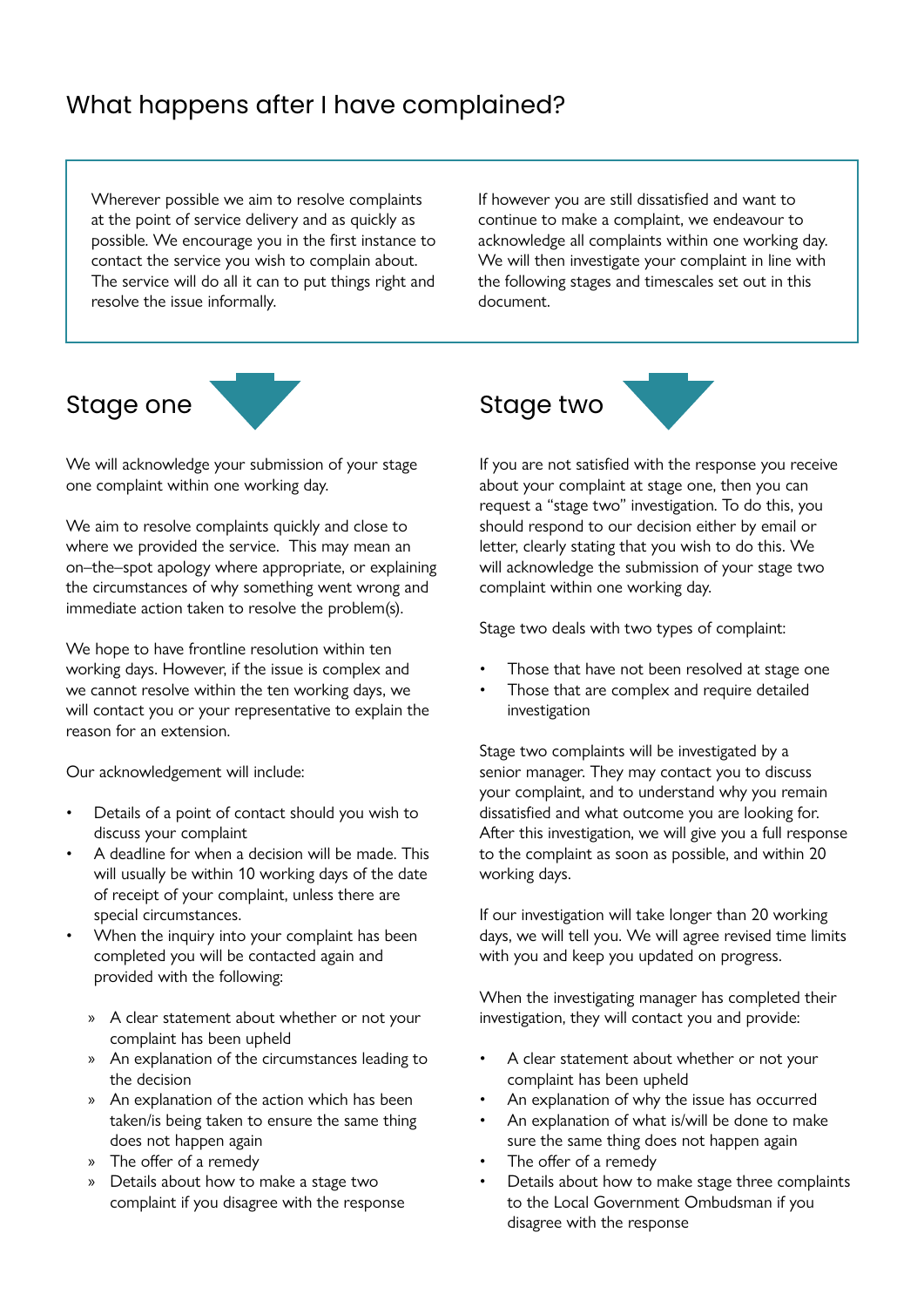# What happens after I have complained?

Wherever possible we aim to resolve complaints at the point of service delivery and as quickly as possible. We encourage you in the first instance to contact the service you wish to complain about. The service will do all it can to put things right and resolve the issue informally.

If however you are still dissatisfied and want to continue to make a complaint, we endeavour to acknowledge all complaints within one working day. We will then investigate your complaint in line with the following stages and timescales set out in this document.

## Stage one

We will acknowledge your submission of your stage one complaint within one working day.

We aim to resolve complaints quickly and close to where we provided the service. This may mean an on–the–spot apology where appropriate, or explaining the circumstances of why something went wrong and immediate action taken to resolve the problem(s).

We hope to have frontline resolution within ten working days. However, if the issue is complex and we cannot resolve within the ten working days, we will contact you or your representative to explain the reason for an extension.

Our acknowledgement will include:

- Details of a point of contact should you wish to discuss your complaint
- A deadline for when a decision will be made. This will usually be within 10 working days of the date of receipt of your complaint, unless there are special circumstances.
- When the inquiry into your complaint has been completed you will be contacted again and provided with the following:
    - A clear statement about whether or not your complaint has been upheld
    - An explanation of the circumstances leading to the decision
    - An explanation of the action which has been taken/is being taken to ensure the same thing does not happen again
    - The offer of a remedy
    - Details about how to make a stage two complaint if you disagree with the response

## Stage two

If you are not satisfied with the response you receive about your complaint at stage one, then you can request a "stage two" investigation. To do this, you should respond to our decision either by email or letter, clearly stating that you wish to do this. We will acknowledge the submission of your stage two complaint within one working day.

Stage two deals with two types of complaint:

- Those that have not been resolved at stage one
- Those that are complex and require detailed investigation

Stage two complaints will be investigated by a senior manager. They may contact you to discuss your complaint, and to understand why you remain dissatisfied and what outcome you are looking for. After this investigation, we will give you a full response to the complaint as soon as possible, and within 20 working days.

If our investigation will take longer than 20 working days, we will tell you. We will agree revised time limits with you and keep you updated on progress.

When the investigating manager has completed their investigation, they will contact you and provide:

- A clear statement about whether or not your complaint has been upheld
- An explanation of why the issue has occurred
- An explanation of what is/will be done to make sure the same thing does not happen again
- The offer of a remedy
- Details about how to make stage three complaints to the Local Government Ombudsman if you disagree with the response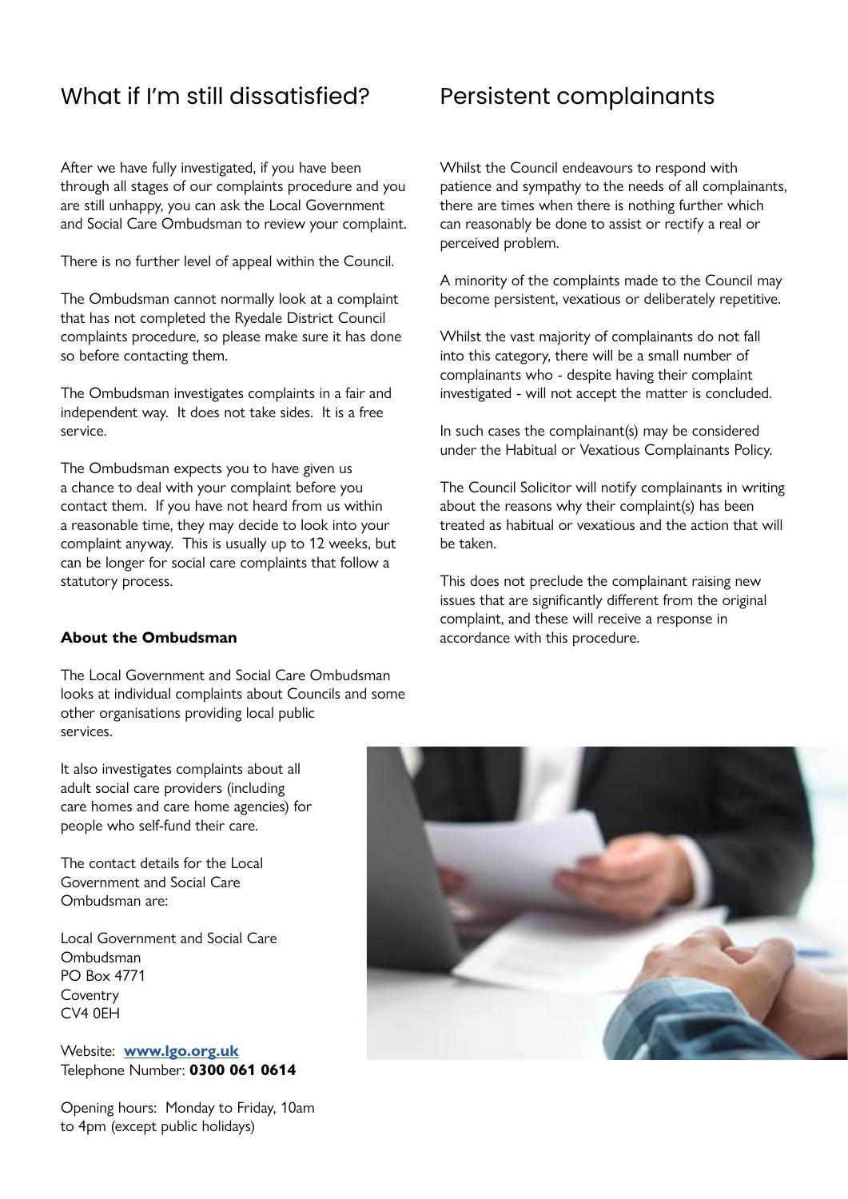## What if I'm still dissatisfied?

After we have fully investigated, if you have been through all stages of our complaints procedure and you are still unhappy, you can ask the Local Government and Social Care Ombudsman to review your complaint.

There is no further level of appeal within the Council.

The Ombudsman cannot normally look at a complaint that has not completed the Ryedale District Council complaints procedure, so please make sure it has done so before contacting them.

The Ombudsman investigates complaints in a fair and independent way. It does not take sides. It is a free service.

The Ombudsman expects you to have given us a chance to deal with your complaint before you contact them. If you have not heard from us within a reasonable time, they may decide to look into your complaint anyway. This is usually up to 12 weeks, but can be longer for social care complaints that follow a statutory process.

**About the Ombudsman**

The Local Government and Social Care Ombudsman looks at individual complaints about Councils and some other organisations providing local public services.

It also investigates complaints about all adult social care providers (including care homes and care home agencies) for people who self-fund their care.

The contact details for the Local Government and Social Care Ombudsman are:

Local Government and Social Care Ombudsman
PO Box 4771
Coventry
CV4 0EH

Website: **www.lgo.org.uk**
Telephone Number: **0300 061 0614**

Opening hours: Monday to Friday, 10am to 4pm (except public holidays)

## Persistent complainants

Whilst the Council endeavours to respond with patience and sympathy to the needs of all complainants, there are times when there is nothing further which can reasonably be done to assist or rectify a real or perceived problem.

A minority of the complaints made to the Council may become persistent, vexatious or deliberately repetitive.

Whilst the vast majority of complainants do not fall into this category, there will be a small number of complainants who - despite having their complaint investigated - will not accept the matter is concluded.

In such cases the complainant(s) may be considered under the Habitual or Vexatious Complainants Policy.

The Council Solicitor will notify complainants in writing about the reasons why their complaint(s) has been treated as habitual or vexatious and the action that will be taken.

This does not preclude the complainant raising new issues that are significantly different from the original complaint, and these will receive a response in accordance with this procedure.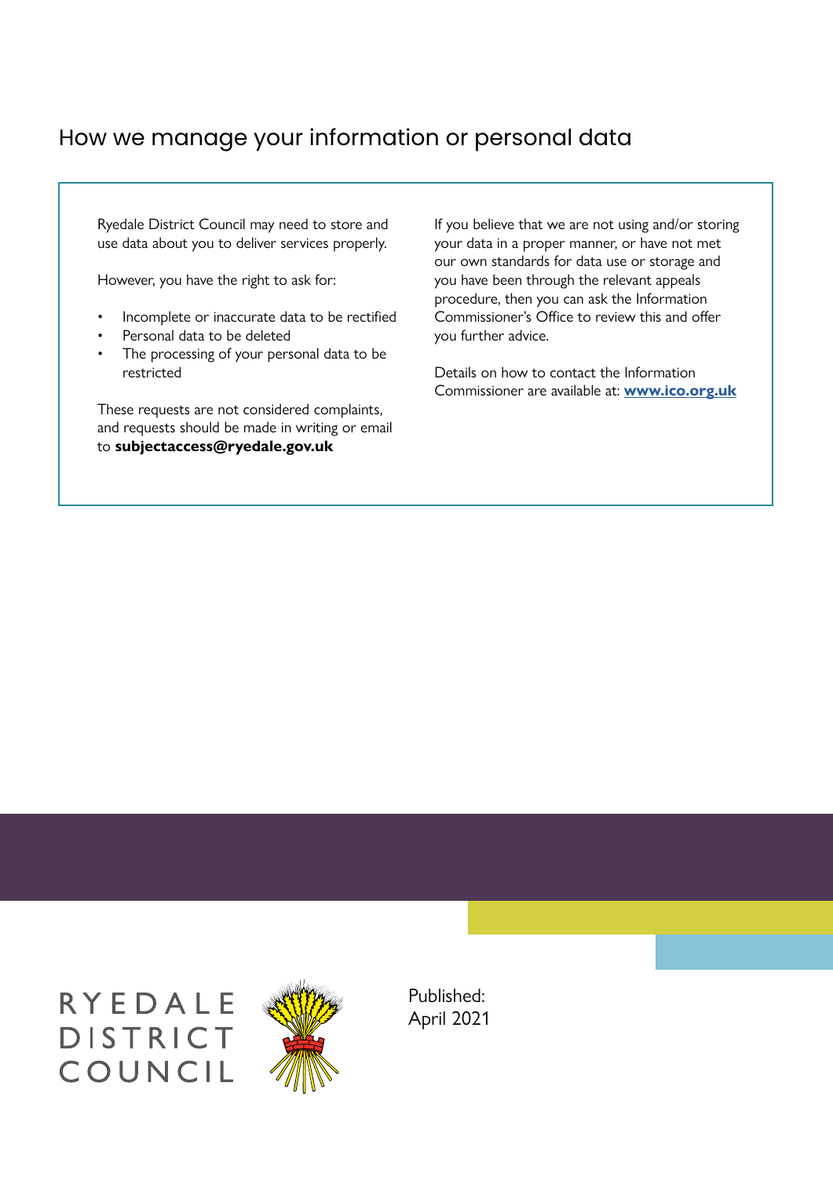# How we manage your information or personal data

Ryedale District Council may need to store and use data about you to deliver services properly.

However, you have the right to ask for:

- Incomplete or inaccurate data to be rectified
- Personal data to be deleted
- The processing of your personal data to be restricted

These requests are not considered complaints, and requests should be made in writing or email to **subjectaccess@ryedale.gov.uk**

If you believe that we are not using and/or storing your data in a proper manner, or have not met our own standards for data use or storage and you have been through the relevant appeals procedure, then you can ask the Information Commissioner's Office to review this and offer you further advice.

Details on how to contact the Information Commissioner are available at: **www.ico.org.uk**

RYEDALE DISTRICT COUNCIL

Published:
April 2021